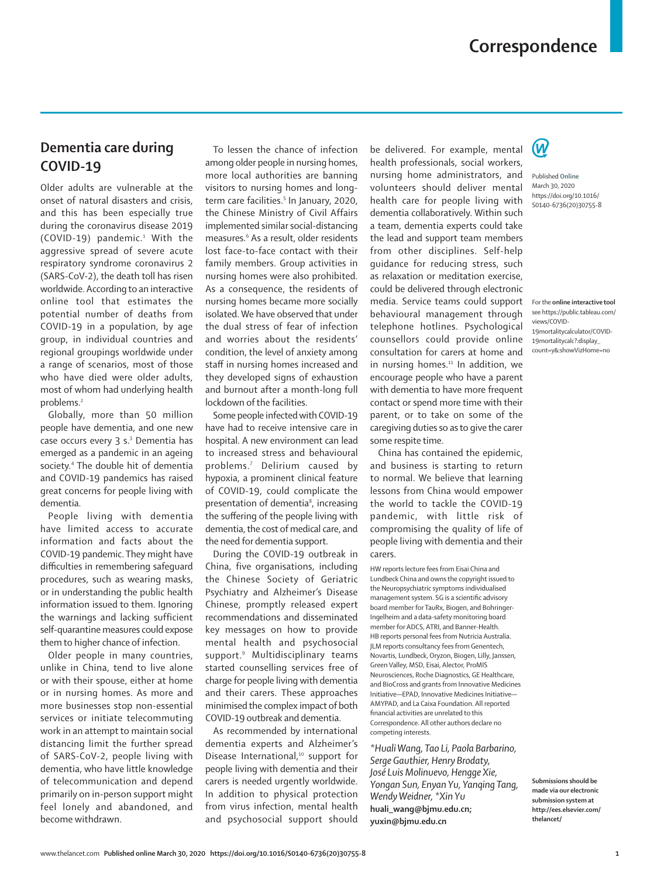# Correspondence

## Dementia care during COVID-19

Older adults are vulnerable at the onset of natural disasters and crisis, and this has been especially true during the coronavirus disease 2019 (COVID-19) pandemic.[1] With the aggressive spread of severe acute respiratory syndrome coronavirus 2 (SARS-CoV-2), the death toll has risen worldwide. According to an interactive online tool that estimates the potential number of deaths from COVID-19 in a population, by age group, in individual countries and regional groupings worldwide under a range of scenarios, most of those who have died were older adults, most of whom had underlying health problems.[2]

Globally, more than 50 million people have dementia, and one new case occurs every 3 s.[3] Dementia has emerged as a pandemic in an ageing society.[4] The double hit of dementia and COVID-19 pandemics has raised great concerns for people living with dementia.

People living with dementia have limited access to accurate information and facts about the COVID-19 pandemic. They might have difficulties in remembering safeguard procedures, such as wearing masks, or in understanding the public health information issued to them. Ignoring the warnings and lacking sufficient self-quarantine measures could expose them to higher chance of infection.

Older people in many countries, unlike in China, tend to live alone or with their spouse, either at home or in nursing homes. As more and more businesses stop non-essential services or initiate telecommuting work in an attempt to maintain social distancing limit the further spread of SARS-CoV-2, people living with dementia, who have little knowledge of telecommunication and depend primarily on in-person support might feel lonely and abandoned, and become withdrawn.

To lessen the chance of infection among older people in nursing homes, more local authorities are banning visitors to nursing homes and long-term care facilities.[5] In January, 2020, the Chinese Ministry of Civil Affairs implemented similar social-distancing measures.[6] As a result, older residents lost face-to-face contact with their family members. Group activities in nursing homes were also prohibited. As a consequence, the residents of nursing homes became more socially isolated. We have observed that under the dual stress of fear of infection and worries about the residents' condition, the level of anxiety among staff in nursing homes increased and they developed signs of exhaustion and burnout after a month-long full lockdown of the facilities.

Some people infected with COVID-19 have had to receive intensive care in hospital. A new environment can lead to increased stress and behavioural problems.[7] Delirium caused by hypoxia, a prominent clinical feature of COVID-19, could complicate the presentation of dementia[8], increasing the suffering of the people living with dementia, the cost of medical care, and the need for dementia support.

During the COVID-19 outbreak in China, five organisations, including the Chinese Society of Geriatric Psychiatry and Alzheimer's Disease Chinese, promptly released expert recommendations and disseminated key messages on how to provide mental health and psychosocial support.[9] Multidisciplinary teams started counselling services free of charge for people living with dementia and their carers. These approaches minimised the complex impact of both COVID-19 outbreak and dementia.

As recommended by international dementia experts and Alzheimer's Disease International,[10] support for people living with dementia and their carers is needed urgently worldwide. In addition to physical protection from virus infection, mental health and psychosocial support should be delivered. For example, mental health professionals, social workers, nursing home administrators, and volunteers should deliver mental health care for people living with dementia collaboratively. Within such a team, dementia experts could take the lead and support team members from other disciplines. Self-help guidance for reducing stress, such as relaxation or meditation exercise, could be delivered through electronic media. Service teams could support behavioural management through telephone hotlines. Psychological counsellors could provide online consultation for carers at home and in nursing homes.[11] In addition, we encourage people who have a parent with dementia to have more frequent contact or spend more time with their parent, or to take on some of the caregiving duties so as to give the carer some respite time.

China has contained the epidemic, and business is starting to return to normal. We believe that learning lessons from China would empower the world to tackle the COVID-19 pandemic, with little risk of compromising the quality of life of people living with dementia and their carers.

HW reports lecture fees from Eisai China and Lundbeck China and owns the copyright issued to the Neuropsychiatric symptoms individualised management system. SG is a scientific advisory board member for TauRx, Biogen, and Bohringer-Ingelheim and a data-safety monitoring board member for ADCS, ATRI, and Banner-Health. HB reports personal fees from Nutricia Australia. JLM reports consultancy fees from Genentech, Novartis, Lundbeck, Oryzon, Biogen, Lilly, Janssen, Green Valley, MSD, Eisai, Alector, ProMIS Neurosciences, Roche Diagnostics, GE Healthcare, and BioCross and grants from Innovative Medicines Initiative—EPAD, Innovative Medicines Initiative—AMYPAD, and La Caixa Foundation. All reported financial activities are unrelated to this Correspondence. All other authors declare no competing interests.

*\*Huali Wang, Tao Li, Paola Barbarino, Serge Gauthier, Henry Brodaty, José Luis Molinuevo, Hengge Xie, Yongan Sun, Enyan Yu, Yanqing Tang, Wendy Weidner, \*Xin Yu*

**huali_wang@bjmu.edu.cn; yuxin@bjmu.edu.cn**

Published **Online** March 30, 2020 https://doi.org/10.1016/S0140-6736(20)30755-8

For the **online interactive tool** see https://public.tableau.com/views/COVID-19mortalitycalculator/COVID-19mortalitycalc?:display_count=y&:showVizHome=no

**Submissions should be made via our electronic submission system at http://ees.elsevier.com/thelancet/**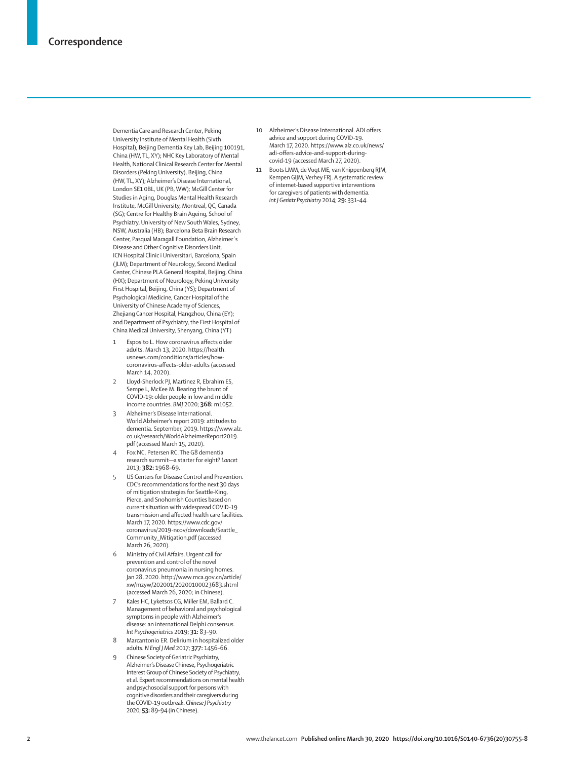Dementia Care and Research Center, Peking University Institute of Mental Health (Sixth Hospital), Beijing Dementia Key Lab, Beijing 100191, China (HW, TL, XY); NHC Key Laboratory of Mental Health, National Clinical Research Center for Mental Disorders (Peking University), Beijing, China (HW, TL, XY); Alzheimer's Disease International, London SE1 0BL, UK (PB, WW); McGill Center for Studies in Aging, Douglas Mental Health Research Institute, McGill University, Montreal, QC, Canada (SG); Centre for Healthy Brain Ageing, School of Psychiatry, University of New South Wales, Sydney, NSW, Australia (HB); Barcelona Beta Brain Research Center, Pasqual Maragall Foundation, Alzheimer´s Disease and Other Cognitive Disorders Unit, ICN Hospital Clinic i Universitari, Barcelona, Spain (JLM); Department of Neurology, Second Medical Center, Chinese PLA General Hospital, Beijing, China (HX); Department of Neurology, Peking University First Hospital, Beijing, China (YS); Department of Psychological Medicine, Cancer Hospital of the University of Chinese Academy of Sciences, Zhejiang Cancer Hospital, Hangzhou, China (EY); and Department of Psychiatry, the First Hospital of China Medical University, Shenyang, China (YT)

1. Esposito L. How coronavirus affects older adults. March 13, 2020. https://health.usnews.com/conditions/articles/how-coronavirus-affects-older-adults (accessed March 14, 2020).
2. Lloyd-Sherlock PJ, Martinez R, Ebrahim ES, Sempe L, McKee M. Bearing the brunt of COVID-19: older people in low and middle income countries. *BMJ* 2020; **368:** m1052.
3. Alzheimer's Disease International. World Alzheimer's report 2019: attitudes to dementia. September, 2019. https://www.alz.co.uk/research/WorldAlzheimerReport2019.pdf (accessed March 15, 2020).
4. Fox NC, Petersen RC. The G8 dementia research summit—a starter for eight? *Lancet* 2013; **382:** 1968–69.
5. US Centers for Disease Control and Prevention. CDC's recommendations for the next 30 days of mitigation strategies for Seattle-King, Pierce, and Snohomish Counties based on current situation with widespread COVID-19 transmission and affected health care facilities. March 17, 2020. https://www.cdc.gov/coronavirus/2019-ncov/downloads/Seattle_Community_Mitigation.pdf (accessed March 26, 2020).
6. Ministry of Civil Affairs. Urgent call for prevention and control of the novel coronavirus pneumonia in nursing homes. Jan 28, 2020. http://www.mca.gov.cn/article/xw/mzyw/202001/20200100023683.shtml (accessed March 26, 2020; in Chinese).
7. Kales HC, Lyketsos CG, Miller EM, Ballard C. Management of behavioral and psychological symptoms in people with Alzheimer's disease: an international Delphi consensus. *Int Psychogeriatrics* 2019; **31:** 83–90.
8. Marcantonio ER. Delirium in hospitalized older adults. *N Engl J Med* 2017; **377:** 1456–66.
9. Chinese Society of Geriatric Psychiatry, Alzheimer's Disease Chinese, Psychogeriatric Interest Group of Chinese Society of Psychiatry, et al. Expert recommendations on mental health and psychosocial support for persons with cognitive disorders and their caregivers during the COVID-19 outbreak. *Chinese J Psychiatry* 2020; **53:** 89–94 (in Chinese).
10. Alzheimer's Disease International. ADI offers advice and support during COVID-19. March 17, 2020. https://www.alz.co.uk/news/adi-offers-advice-and-support-during-covid-19 (accessed March 27, 2020).
11. Boots LMM, de Vugt ME, van Knippenberg RJM, Kempen GIJM, Verhey FRJ. A systematic review of internet-based supportive interventions for caregivers of patients with dementia. *Int J Geriatr Psychiatry* 2014; **29:** 331–44.